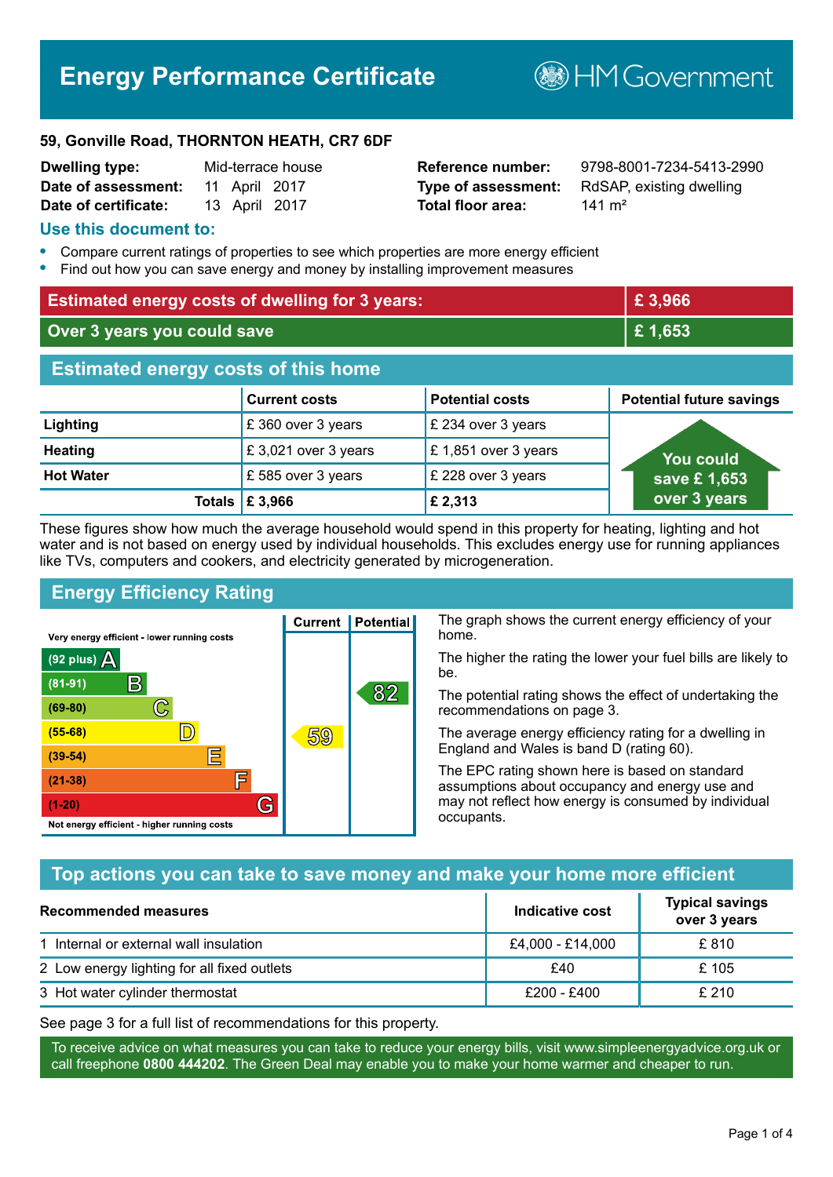# Energy Performance Certificate

HM Government

**59, Gonville Road, THORNTON HEATH, CR7 6DF**

| | | | |
|---|---|---|---|
| **Dwelling type:** | Mid-terrace house | **Reference number:** | 9798-8001-7234-5413-2990 |
| **Date of assessment:** | 11 April 2017 | **Type of assessment:** | RdSAP, existing dwelling |
| **Date of certificate:** | 13 April 2017 | **Total floor area:** | 141 m² |

## Use this document to:

- Compare current ratings of properties to see which properties are more energy efficient
- Find out how you can save energy and money by installing improvement measures

| | |
|---|---|
| **Estimated energy costs of dwelling for 3 years:** | **£ 3,966** |
| **Over 3 years you could save** | **£ 1,653** |

## Estimated energy costs of this home

| | Current costs | Potential costs | Potential future savings |
|---|---|---|---|
| **Lighting** | £ 360 over 3 years | £ 234 over 3 years | You could save £ 1,653 over 3 years |
| **Heating** | £ 3,021 over 3 years | £ 1,851 over 3 years | |
| **Hot Water** | £ 585 over 3 years | £ 228 over 3 years | |
| **Totals** | **£ 3,966** | **£ 2,313** | |

These figures show how much the average household would spend in this property for heating, lighting and hot water and is not based on energy used by individual households. This excludes energy use for running appliances like TVs, computers and cookers, and electricity generated by microgeneration.

## Energy Efficiency Rating

| Rating | Current | Potential |
|---|---|---|
| Very energy efficient - lower running costs | | |
| (92 plus) A | | |
| (81-91) B | | 82 |
| (69-80) C | | |
| (55-68) D | 59 | |
| (39-54) E | | |
| (21-38) F | | |
| (1-20) G | | |
| Not energy efficient - higher running costs | | |

The graph shows the current energy efficiency of your home.

The higher the rating the lower your fuel bills are likely to be.

The potential rating shows the effect of undertaking the recommendations on page 3.

The average energy efficiency rating for a dwelling in England and Wales is band D (rating 60).

The EPC rating shown here is based on standard assumptions about occupancy and energy use and may not reflect how energy is consumed by individual occupants.

## Top actions you can take to save money and make your home more efficient

| Recommended measures | Indicative cost | Typical savings over 3 years |
|---|---|---|
| 1 Internal or external wall insulation | £4,000 - £14,000 | £ 810 |
| 2 Low energy lighting for all fixed outlets | £40 | £ 105 |
| 3 Hot water cylinder thermostat | £200 - £400 | £ 210 |

See page 3 for a full list of recommendations for this property.

To receive advice on what measures you can take to reduce your energy bills, visit www.simpleenergyadvice.org.uk or call freephone **0800 444202**. The Green Deal may enable you to make your home warmer and cheaper to run.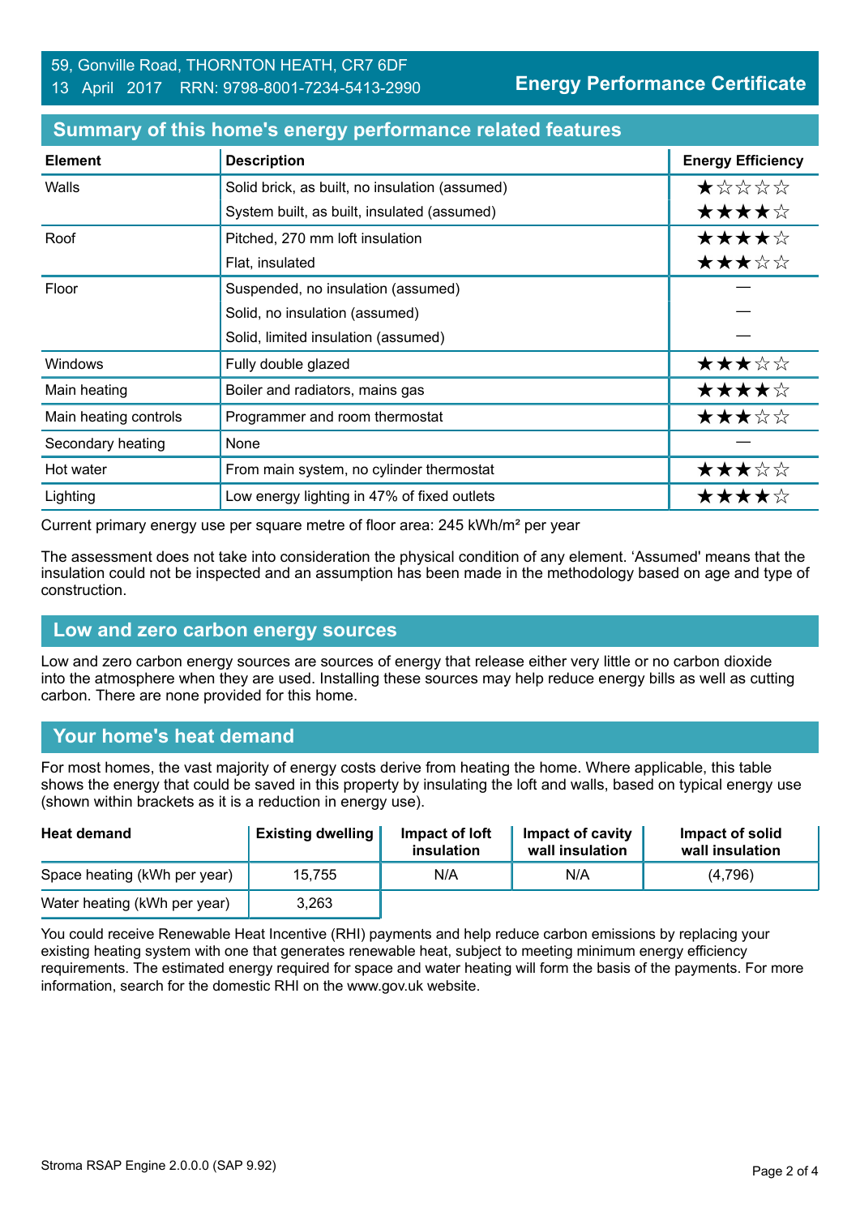59, Gonville Road, THORNTON HEATH, CR7 6DF
13 April 2017 RRN: 9798-8001-7234-5413-2990

**Energy Performance Certificate**

## Summary of this home's energy performance related features

| Element | Description | Energy Efficiency |
|---|---|---|
| Walls | Solid brick, as built, no insulation (assumed) | ★☆☆☆☆ |
| | System built, as built, insulated (assumed) | ★★★★☆ |
| Roof | Pitched, 270 mm loft insulation | ★★★★☆ |
| | Flat, insulated | ★★★☆☆ |
| Floor | Suspended, no insulation (assumed) | — |
| | Solid, no insulation (assumed) | — |
| | Solid, limited insulation (assumed) | — |
| Windows | Fully double glazed | ★★★☆☆ |
| Main heating | Boiler and radiators, mains gas | ★★★★☆ |
| Main heating controls | Programmer and room thermostat | ★★★☆☆ |
| Secondary heating | None | — |
| Hot water | From main system, no cylinder thermostat | ★★★☆☆ |
| Lighting | Low energy lighting in 47% of fixed outlets | ★★★★☆ |

Current primary energy use per square metre of floor area: 245 kWh/m² per year

The assessment does not take into consideration the physical condition of any element. 'Assumed' means that the insulation could not be inspected and an assumption has been made in the methodology based on age and type of construction.

## Low and zero carbon energy sources

Low and zero carbon energy sources are sources of energy that release either very little or no carbon dioxide into the atmosphere when they are used. Installing these sources may help reduce energy bills as well as cutting carbon. There are none provided for this home.

## Your home's heat demand

For most homes, the vast majority of energy costs derive from heating the home. Where applicable, this table shows the energy that could be saved in this property by insulating the loft and walls, based on typical energy use (shown within brackets as it is a reduction in energy use).

| Heat demand | Existing dwelling | Impact of loft insulation | Impact of cavity wall insulation | Impact of solid wall insulation |
|---|---|---|---|---|
| Space heating (kWh per year) | 15,755 | N/A | N/A | (4,796) |
| Water heating (kWh per year) | 3,263 | | | |

You could receive Renewable Heat Incentive (RHI) payments and help reduce carbon emissions by replacing your existing heating system with one that generates renewable heat, subject to meeting minimum energy efficiency requirements. The estimated energy required for space and water heating will form the basis of the payments. For more information, search for the domestic RHI on the www.gov.uk website.

Stroma RSAP Engine 2.0.0.0 (SAP 9.92)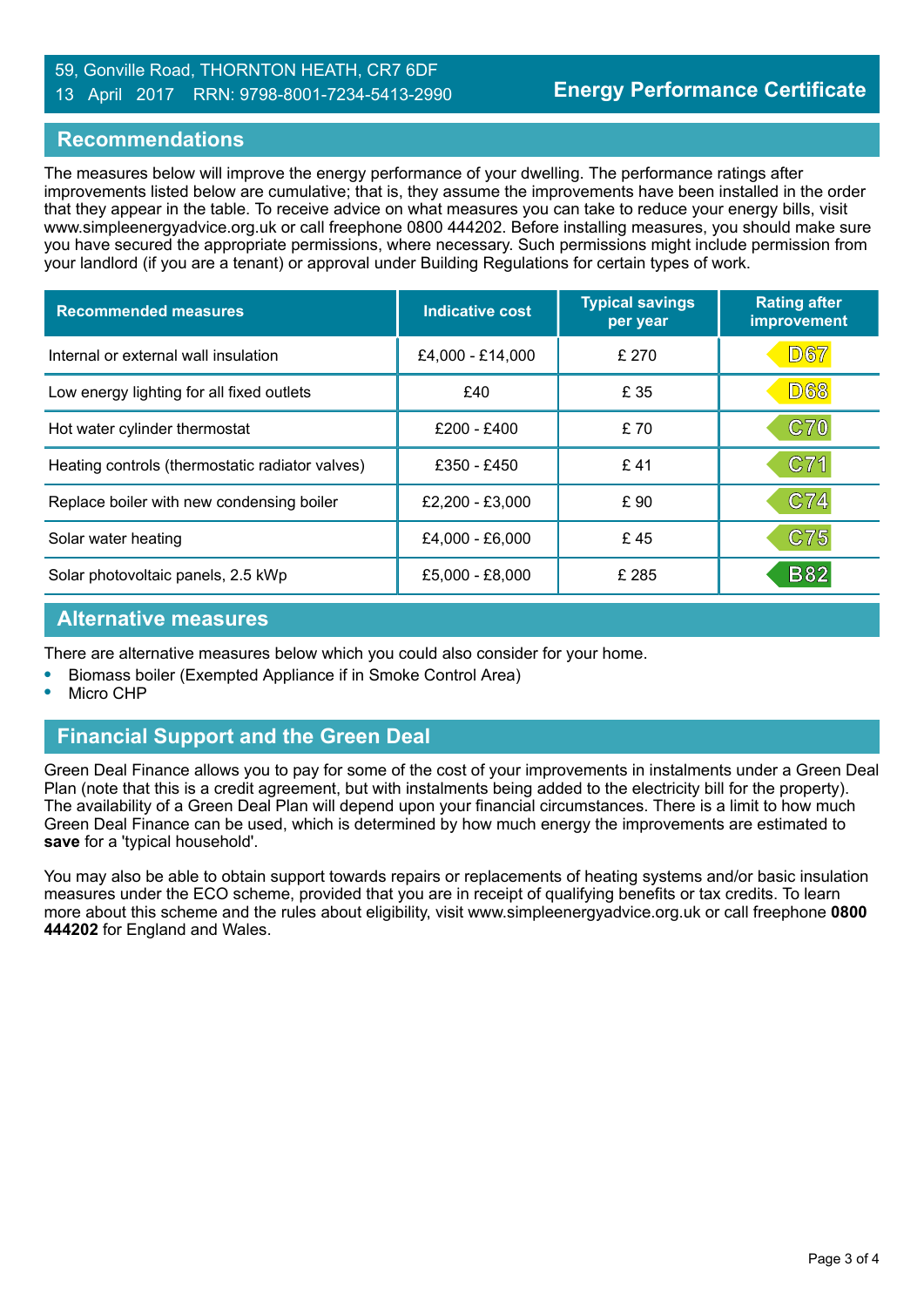59, Gonville Road, THORNTON HEATH, CR7 6DF
13 April 2017 RRN: 9798-8001-7234-5413-2990

**Energy Performance Certificate**

## Recommendations

The measures below will improve the energy performance of your dwelling. The performance ratings after improvements listed below are cumulative; that is, they assume the improvements have been installed in the order that they appear in the table. To receive advice on what measures you can take to reduce your energy bills, visit www.simpleenergyadvice.org.uk or call freephone 0800 444202. Before installing measures, you should make sure you have secured the appropriate permissions, where necessary. Such permissions might include permission from your landlord (if you are a tenant) or approval under Building Regulations for certain types of work.

| Recommended measures | Indicative cost | Typical savings per year | Rating after improvement |
|---|---|---|---|
| Internal or external wall insulation | £4,000 - £14,000 | £ 270 | D67 |
| Low energy lighting for all fixed outlets | £40 | £ 35 | D68 |
| Hot water cylinder thermostat | £200 - £400 | £ 70 | C70 |
| Heating controls (thermostatic radiator valves) | £350 - £450 | £ 41 | C71 |
| Replace boiler with new condensing boiler | £2,200 - £3,000 | £ 90 | C74 |
| Solar water heating | £4,000 - £6,000 | £ 45 | C75 |
| Solar photovoltaic panels, 2.5 kWp | £5,000 - £8,000 | £ 285 | B82 |

## Alternative measures

There are alternative measures below which you could also consider for your home.

- Biomass boiler (Exempted Appliance if in Smoke Control Area)
- Micro CHP

## Financial Support and the Green Deal

Green Deal Finance allows you to pay for some of the cost of your improvements in instalments under a Green Deal Plan (note that this is a credit agreement, but with instalments being added to the electricity bill for the property). The availability of a Green Deal Plan will depend upon your financial circumstances. There is a limit to how much Green Deal Finance can be used, which is determined by how much energy the improvements are estimated to **save** for a 'typical household'.

You may also be able to obtain support towards repairs or replacements of heating systems and/or basic insulation measures under the ECO scheme, provided that you are in receipt of qualifying benefits or tax credits. To learn more about this scheme and the rules about eligibility, visit www.simpleenergyadvice.org.uk or call freephone **0800 444202** for England and Wales.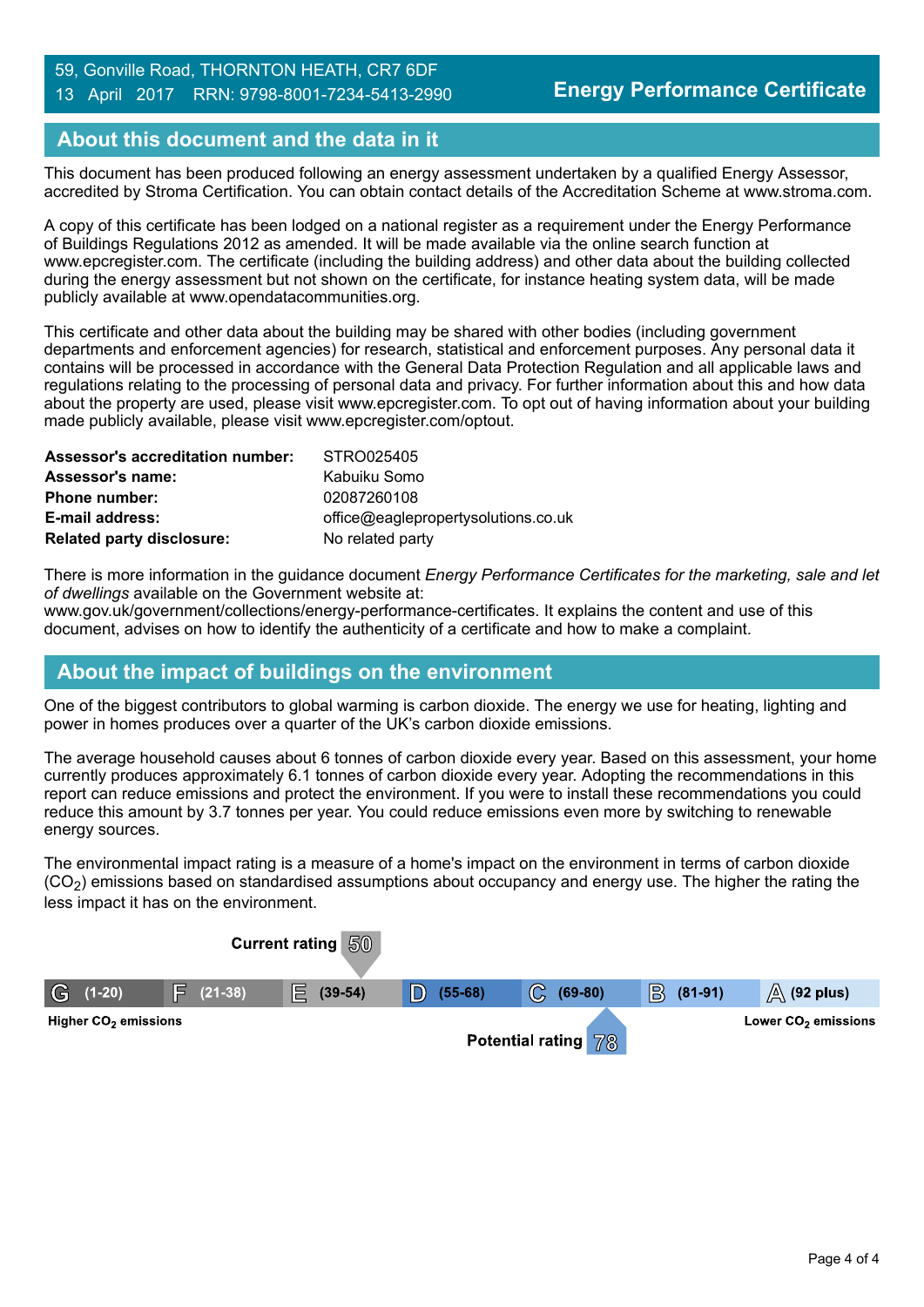59, Gonville Road, THORNTON HEATH, CR7 6DF
13 April 2017 RRN: 9798-8001-7234-5413-2990

# Energy Performance Certificate

## About this document and the data in it

This document has been produced following an energy assessment undertaken by a qualified Energy Assessor, accredited by Stroma Certification. You can obtain contact details of the Accreditation Scheme at www.stroma.com.

A copy of this certificate has been lodged on a national register as a requirement under the Energy Performance of Buildings Regulations 2012 as amended. It will be made available via the online search function at www.epcregister.com. The certificate (including the building address) and other data about the building collected during the energy assessment but not shown on the certificate, for instance heating system data, will be made publicly available at www.opendatacommunities.org.

This certificate and other data about the building may be shared with other bodies (including government departments and enforcement agencies) for research, statistical and enforcement purposes. Any personal data it contains will be processed in accordance with the General Data Protection Regulation and all applicable laws and regulations relating to the processing of personal data and privacy. For further information about this and how data about the property are used, please visit www.epcregister.com. To opt out of having information about your building made publicly available, please visit www.epcregister.com/optout.

| | |
|---|---|
| **Assessor's accreditation number:** | STRO025405 |
| **Assessor's name:** | Kabuiku Somo |
| **Phone number:** | 02087260108 |
| **E-mail address:** | office@eaglepropertysolutions.co.uk |
| **Related party disclosure:** | No related party |

There is more information in the guidance document *Energy Performance Certificates for the marketing, sale and let of dwellings* available on the Government website at: www.gov.uk/government/collections/energy-performance-certificates. It explains the content and use of this document, advises on how to identify the authenticity of a certificate and how to make a complaint.

## About the impact of buildings on the environment

One of the biggest contributors to global warming is carbon dioxide. The energy we use for heating, lighting and power in homes produces over a quarter of the UK's carbon dioxide emissions.

The average household causes about 6 tonnes of carbon dioxide every year. Based on this assessment, your home currently produces approximately 6.1 tonnes of carbon dioxide every year. Adopting the recommendations in this report can reduce emissions and protect the environment. If you were to install these recommendations you could reduce this amount by 3.7 tonnes per year. You could reduce emissions even more by switching to renewable energy sources.

The environmental impact rating is a measure of a home's impact on the environment in terms of carbon dioxide ($CO_2$) emissions based on standardised assumptions about occupancy and energy use. The higher the rating the less impact it has on the environment.

Current rating 50

G (1-20)
F (21-38)
E (39-54)
D (55-68)
C (69-80)
B (81-91)
A (92 plus)

Higher $CO_2$ emissions
Lower $CO_2$ emissions

Potential rating 78